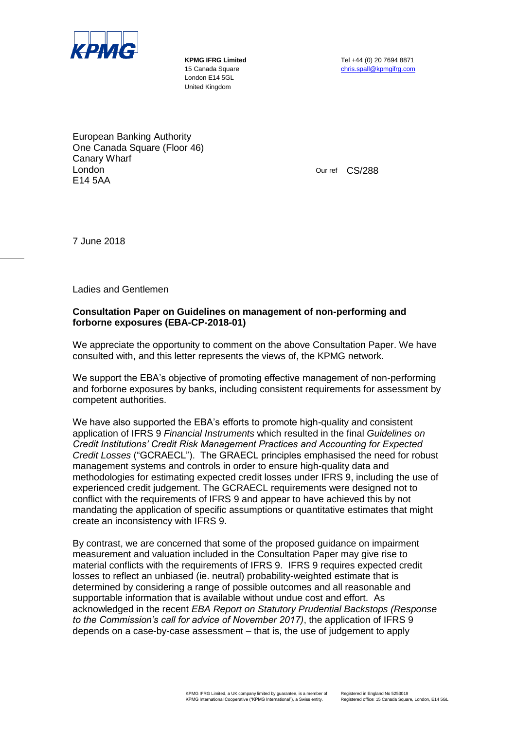**KPMG IFRG Limited**
15 Canada Square
London E14 5GL
United Kingdom

Tel +44 (0) 20 7694 8871
chris.spall@kpmgifrg.com

European Banking Authority
One Canada Square (Floor 46)
Canary Wharf
London
E14 5AA

Our ref CS/288

7 June 2018

Ladies and Gentlemen

**Consultation Paper on Guidelines on management of non-performing and forborne exposures (EBA-CP-2018-01)**

We appreciate the opportunity to comment on the above Consultation Paper. We have consulted with, and this letter represents the views of, the KPMG network.

We support the EBA's objective of promoting effective management of non-performing and forborne exposures by banks, including consistent requirements for assessment by competent authorities.

We have also supported the EBA's efforts to promote high-quality and consistent application of IFRS 9 *Financial Instruments* which resulted in the final *Guidelines on Credit Institutions' Credit Risk Management Practices and Accounting for Expected Credit Losses* ("GCRAECL"). The GRAECL principles emphasised the need for robust management systems and controls in order to ensure high-quality data and methodologies for estimating expected credit losses under IFRS 9, including the use of experienced credit judgement. The GCRAECL requirements were designed not to conflict with the requirements of IFRS 9 and appear to have achieved this by not mandating the application of specific assumptions or quantitative estimates that might create an inconsistency with IFRS 9.

By contrast, we are concerned that some of the proposed guidance on impairment measurement and valuation included in the Consultation Paper may give rise to material conflicts with the requirements of IFRS 9. IFRS 9 requires expected credit losses to reflect an unbiased (ie. neutral) probability-weighted estimate that is determined by considering a range of possible outcomes and all reasonable and supportable information that is available without undue cost and effort. As acknowledged in the recent *EBA Report on Statutory Prudential Backstops (Response to the Commission's call for advice of November 2017)*, the application of IFRS 9 depends on a case-by-case assessment – that is, the use of judgement to apply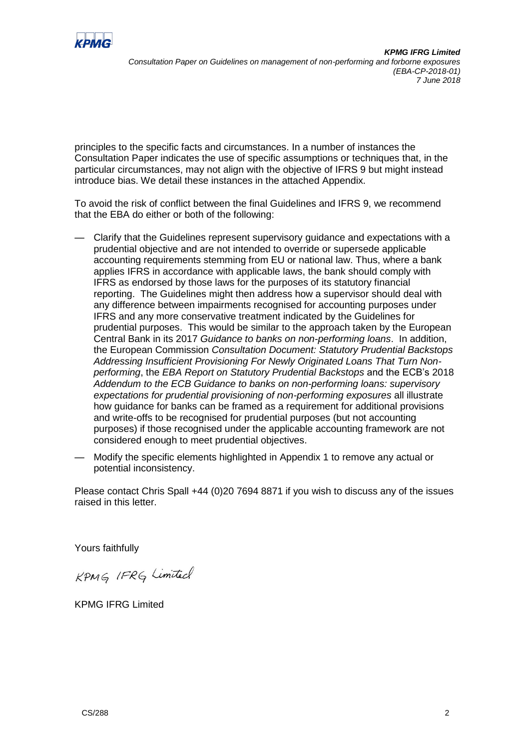principles to the specific facts and circumstances. In a number of instances the Consultation Paper indicates the use of specific assumptions or techniques that, in the particular circumstances, may not align with the objective of IFRS 9 but might instead introduce bias. We detail these instances in the attached Appendix.

To avoid the risk of conflict between the final Guidelines and IFRS 9, we recommend that the EBA do either or both of the following:

- Clarify that the Guidelines represent supervisory guidance and expectations with a prudential objective and are not intended to override or supersede applicable accounting requirements stemming from EU or national law. Thus, where a bank applies IFRS in accordance with applicable laws, the bank should comply with IFRS as endorsed by those laws for the purposes of its statutory financial reporting. The Guidelines might then address how a supervisor should deal with any difference between impairments recognised for accounting purposes under IFRS and any more conservative treatment indicated by the Guidelines for prudential purposes. This would be similar to the approach taken by the European Central Bank in its 2017 *Guidance to banks on non-performing loans*. In addition, the European Commission *Consultation Document: Statutory Prudential Backstops Addressing Insufficient Provisioning For Newly Originated Loans That Turn Non-performing*, the *EBA Report on Statutory Prudential Backstops* and the ECB's 2018 *Addendum to the ECB Guidance to banks on non-performing loans: supervisory expectations for prudential provisioning of non-performing exposures* all illustrate how guidance for banks can be framed as a requirement for additional provisions and write-offs to be recognised for prudential purposes (but not accounting purposes) if those recognised under the applicable accounting framework are not considered enough to meet prudential objectives.
- Modify the specific elements highlighted in Appendix 1 to remove any actual or potential inconsistency.

Please contact Chris Spall +44 (0)20 7694 8871 if you wish to discuss any of the issues raised in this letter.

Yours faithfully

KPMG IFRG Limited

KPMG IFRG Limited

CS/288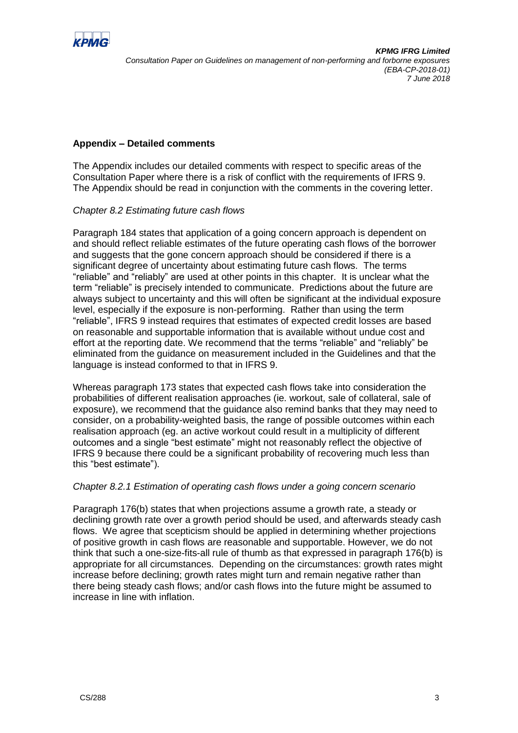## Appendix – Detailed comments

The Appendix includes our detailed comments with respect to specific areas of the Consultation Paper where there is a risk of conflict with the requirements of IFRS 9. The Appendix should be read in conjunction with the comments in the covering letter.

*Chapter 8.2 Estimating future cash flows*

Paragraph 184 states that application of a going concern approach is dependent on and should reflect reliable estimates of the future operating cash flows of the borrower and suggests that the gone concern approach should be considered if there is a significant degree of uncertainty about estimating future cash flows. The terms "reliable" and "reliably" are used at other points in this chapter. It is unclear what the term "reliable" is precisely intended to communicate. Predictions about the future are always subject to uncertainty and this will often be significant at the individual exposure level, especially if the exposure is non-performing. Rather than using the term "reliable", IFRS 9 instead requires that estimates of expected credit losses are based on reasonable and supportable information that is available without undue cost and effort at the reporting date. We recommend that the terms "reliable" and "reliably" be eliminated from the guidance on measurement included in the Guidelines and that the language is instead conformed to that in IFRS 9.

Whereas paragraph 173 states that expected cash flows take into consideration the probabilities of different realisation approaches (ie. workout, sale of collateral, sale of exposure), we recommend that the guidance also remind banks that they may need to consider, on a probability-weighted basis, the range of possible outcomes within each realisation approach (eg. an active workout could result in a multiplicity of different outcomes and a single "best estimate" might not reasonably reflect the objective of IFRS 9 because there could be a significant probability of recovering much less than this "best estimate").

*Chapter 8.2.1 Estimation of operating cash flows under a going concern scenario*

Paragraph 176(b) states that when projections assume a growth rate, a steady or declining growth rate over a growth period should be used, and afterwards steady cash flows. We agree that scepticism should be applied in determining whether projections of positive growth in cash flows are reasonable and supportable. However, we do not think that such a one-size-fits-all rule of thumb as that expressed in paragraph 176(b) is appropriate for all circumstances. Depending on the circumstances: growth rates might increase before declining; growth rates might turn and remain negative rather than there being steady cash flows; and/or cash flows into the future might be assumed to increase in line with inflation.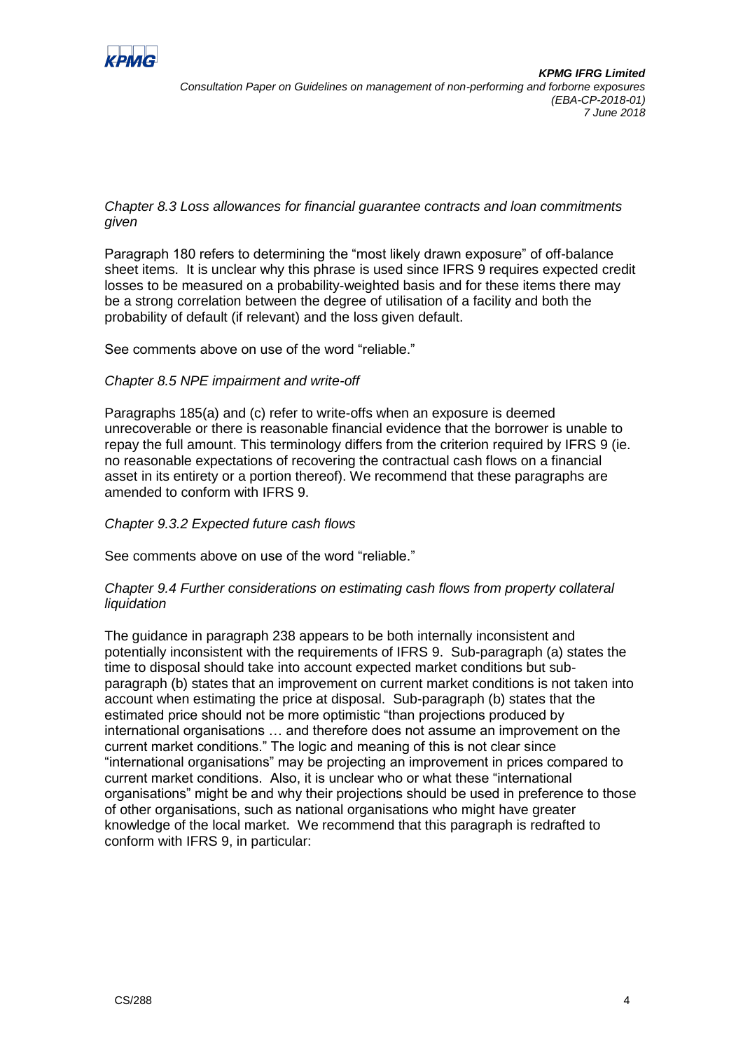*Chapter 8.3 Loss allowances for financial guarantee contracts and loan commitments given*

Paragraph 180 refers to determining the "most likely drawn exposure" of off-balance sheet items. It is unclear why this phrase is used since IFRS 9 requires expected credit losses to be measured on a probability-weighted basis and for these items there may be a strong correlation between the degree of utilisation of a facility and both the probability of default (if relevant) and the loss given default.

See comments above on use of the word "reliable."

*Chapter 8.5 NPE impairment and write-off*

Paragraphs 185(a) and (c) refer to write-offs when an exposure is deemed unrecoverable or there is reasonable financial evidence that the borrower is unable to repay the full amount. This terminology differs from the criterion required by IFRS 9 (ie. no reasonable expectations of recovering the contractual cash flows on a financial asset in its entirety or a portion thereof). We recommend that these paragraphs are amended to conform with IFRS 9.

*Chapter 9.3.2 Expected future cash flows*

See comments above on use of the word "reliable."

*Chapter 9.4 Further considerations on estimating cash flows from property collateral liquidation*

The guidance in paragraph 238 appears to be both internally inconsistent and potentially inconsistent with the requirements of IFRS 9. Sub-paragraph (a) states the time to disposal should take into account expected market conditions but sub-paragraph (b) states that an improvement on current market conditions is not taken into account when estimating the price at disposal. Sub-paragraph (b) states that the estimated price should not be more optimistic "than projections produced by international organisations … and therefore does not assume an improvement on the current market conditions." The logic and meaning of this is not clear since "international organisations" may be projecting an improvement in prices compared to current market conditions. Also, it is unclear who or what these "international organisations" might be and why their projections should be used in preference to those of other organisations, such as national organisations who might have greater knowledge of the local market. We recommend that this paragraph is redrafted to conform with IFRS 9, in particular: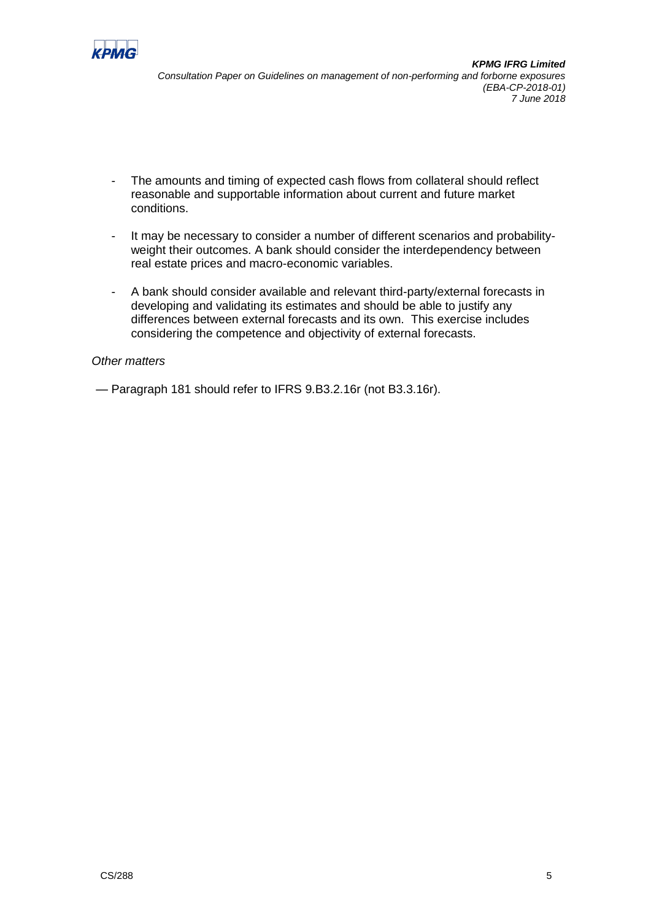- The amounts and timing of expected cash flows from collateral should reflect reasonable and supportable information about current and future market conditions.

- It may be necessary to consider a number of different scenarios and probability-weight their outcomes. A bank should consider the interdependency between real estate prices and macro-economic variables.

- A bank should consider available and relevant third-party/external forecasts in developing and validating its estimates and should be able to justify any differences between external forecasts and its own. This exercise includes considering the competence and objectivity of external forecasts.

*Other matters*

— Paragraph 181 should refer to IFRS 9.B3.2.16r (not B3.3.16r).